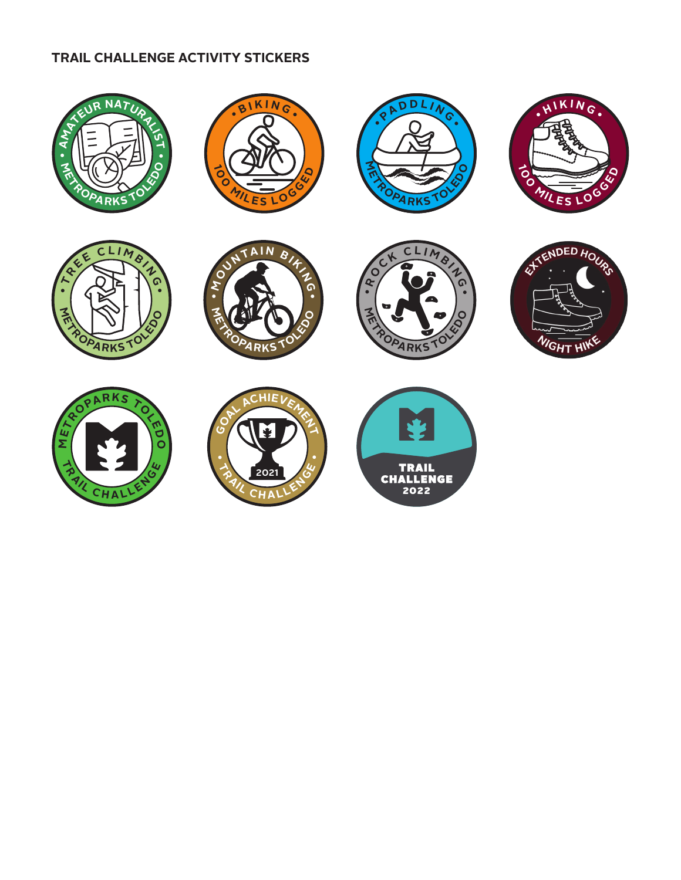**TRAIL CHALLENGE ACTIVITY STICKERS**

AMATEUR NATURALIST • METROPARKS TOLEDO

• BIKING • 100 MILES LOGGED

• PADDLING • METROPARKS TOLEDO

• HIKING • 100 MILES LOGGED

• TREE CLIMBING • METROPARKS TOLEDO

• MOUNTAIN BIKING • METROPARKS TOLEDO

• ROCK CLIMBING • METROPARKS TOLEDO

EXTENDED HOURS NIGHT HIKE

METROPARKS TOLEDO TRAIL CHALLENGE

GOAL ACHIEVEMENT • 2021 • TRAIL CHALLENGE

TRAIL CHALLENGE 2022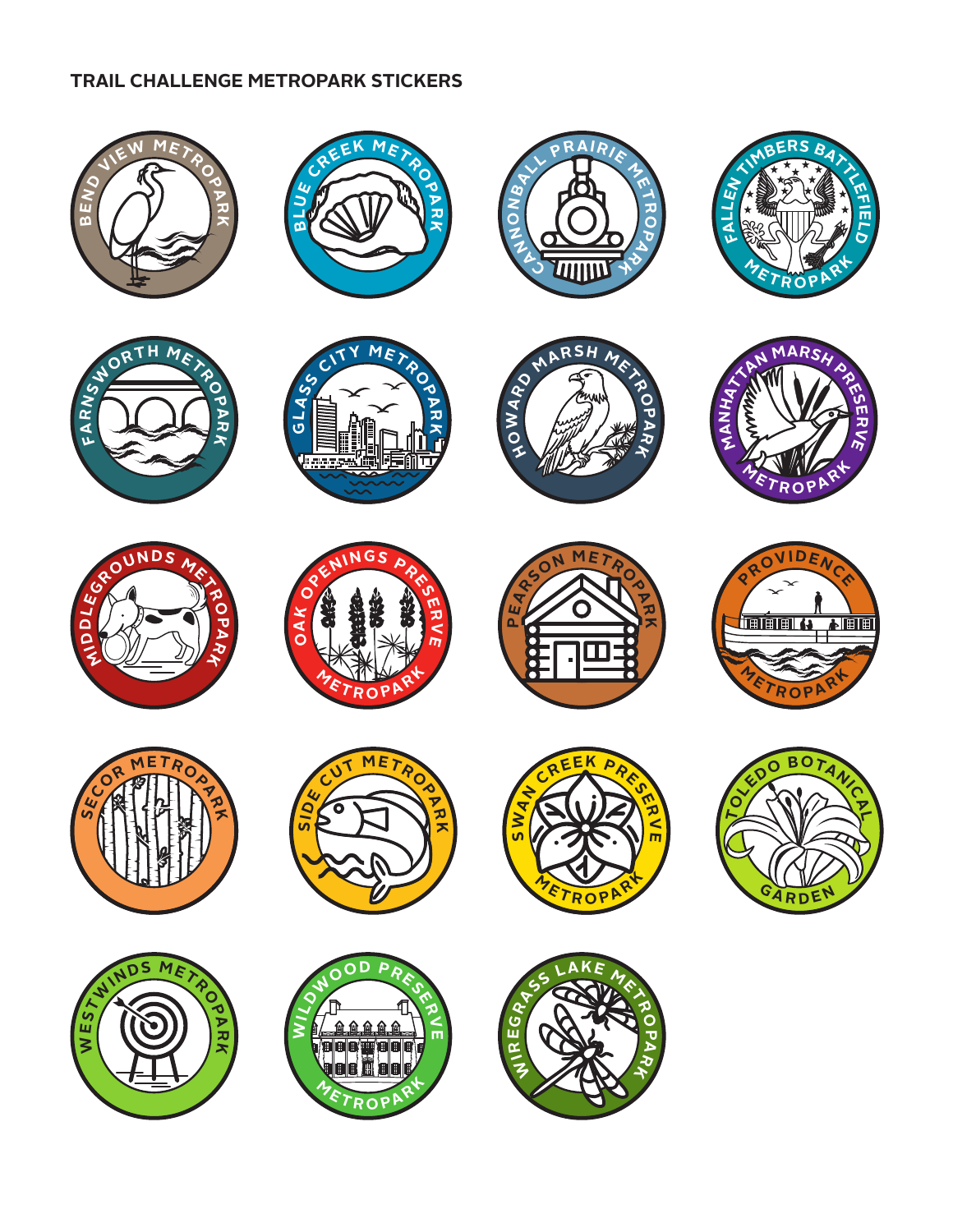## TRAIL CHALLENGE METROPARK STICKERS

BEND VIEW METROPARK

BLUE CREEK METROPARK

CANNONBALL PRAIRIE METROPARK

FALLEN TIMBERS BATTLEFIELD METROPARK

FARNSWORTH METROPARK

GLASS CITY METROPARK

HOWARD MARSH METROPARK

MANHATTAN MARSH PRESERVE METROPARK

MIDDLEGROUNDS METROPARK

OAK OPENINGS PRESERVE METROPARK

PEARSON METROPARK

PROVIDENCE METROPARK

SECOR METROPARK

SIDE CUT METROPARK

SWAN CREEK PRESERVE METROPARK

TOLEDO BOTANICAL GARDEN

WESTWINDS METROPARK

WILDWOOD PRESERVE METROPARK

WIREGRASS LAKE METROPARK